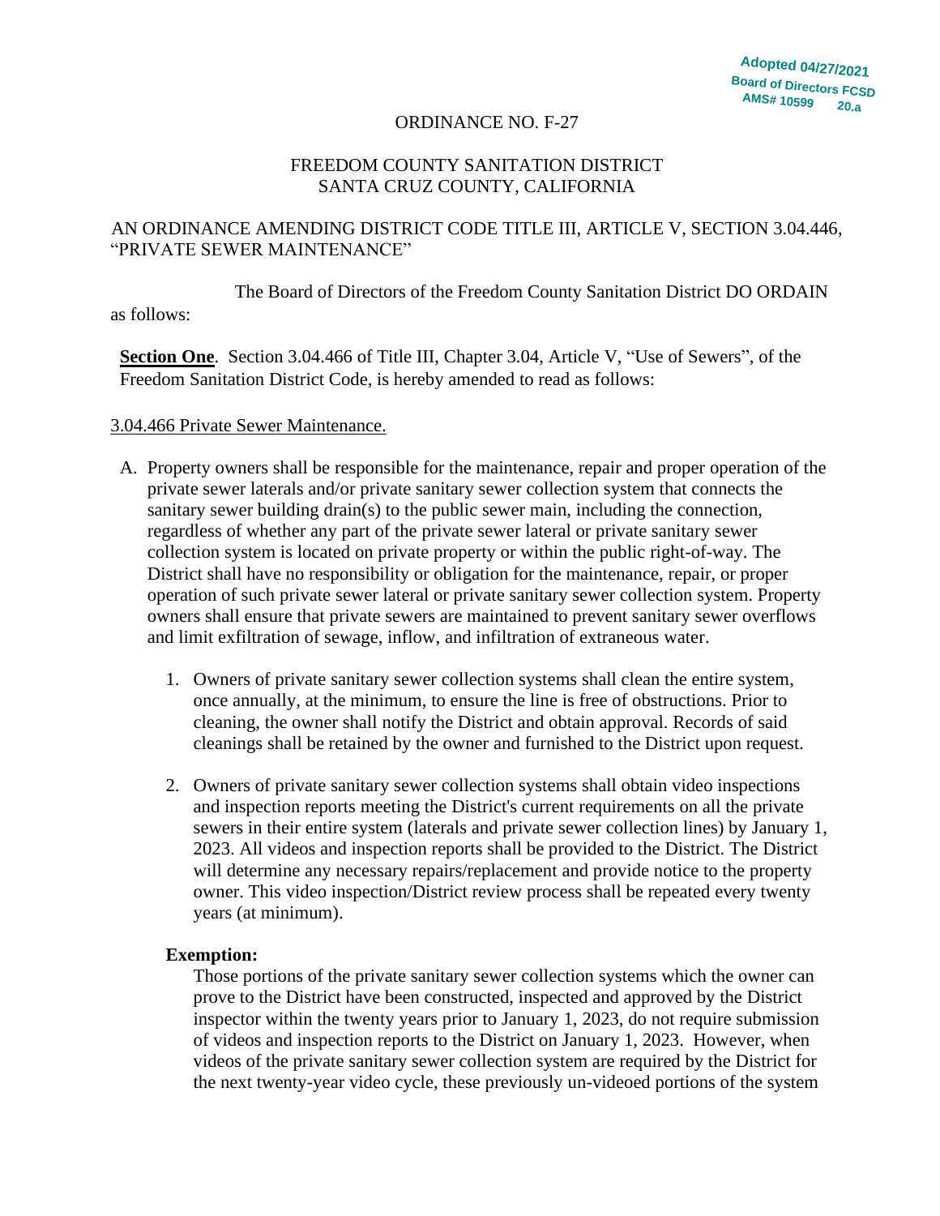Adopted 04/27/2021
Board of Directors FCSD
AMS# 10599 20.a

ORDINANCE NO. F-27

FREEDOM COUNTY SANITATION DISTRICT
SANTA CRUZ COUNTY, CALIFORNIA

AN ORDINANCE AMENDING DISTRICT CODE TITLE III, ARTICLE V, SECTION 3.04.446, "PRIVATE SEWER MAINTENANCE"

The Board of Directors of the Freedom County Sanitation District DO ORDAIN as follows:

**Section One**. Section 3.04.466 of Title III, Chapter 3.04, Article V, "Use of Sewers", of the Freedom Sanitation District Code, is hereby amended to read as follows:

3.04.466 Private Sewer Maintenance.

A. Property owners shall be responsible for the maintenance, repair and proper operation of the private sewer laterals and/or private sanitary sewer collection system that connects the sanitary sewer building drain(s) to the public sewer main, including the connection, regardless of whether any part of the private sewer lateral or private sanitary sewer collection system is located on private property or within the public right-of-way. The District shall have no responsibility or obligation for the maintenance, repair, or proper operation of such private sewer lateral or private sanitary sewer collection system. Property owners shall ensure that private sewers are maintained to prevent sanitary sewer overflows and limit exfiltration of sewage, inflow, and infiltration of extraneous water.

   1. Owners of private sanitary sewer collection systems shall clean the entire system, once annually, at the minimum, to ensure the line is free of obstructions. Prior to cleaning, the owner shall notify the District and obtain approval. Records of said cleanings shall be retained by the owner and furnished to the District upon request.

   2. Owners of private sanitary sewer collection systems shall obtain video inspections and inspection reports meeting the District's current requirements on all the private sewers in their entire system (laterals and private sewer collection lines) by January 1, 2023. All videos and inspection reports shall be provided to the District. The District will determine any necessary repairs/replacement and provide notice to the property owner. This video inspection/District review process shall be repeated every twenty years (at minimum).

   **Exemption:**
   Those portions of the private sanitary sewer collection systems which the owner can prove to the District have been constructed, inspected and approved by the District inspector within the twenty years prior to January 1, 2023, do not require submission of videos and inspection reports to the District on January 1, 2023. However, when videos of the private sanitary sewer collection system are required by the District for the next twenty-year video cycle, these previously un-videoed portions of the system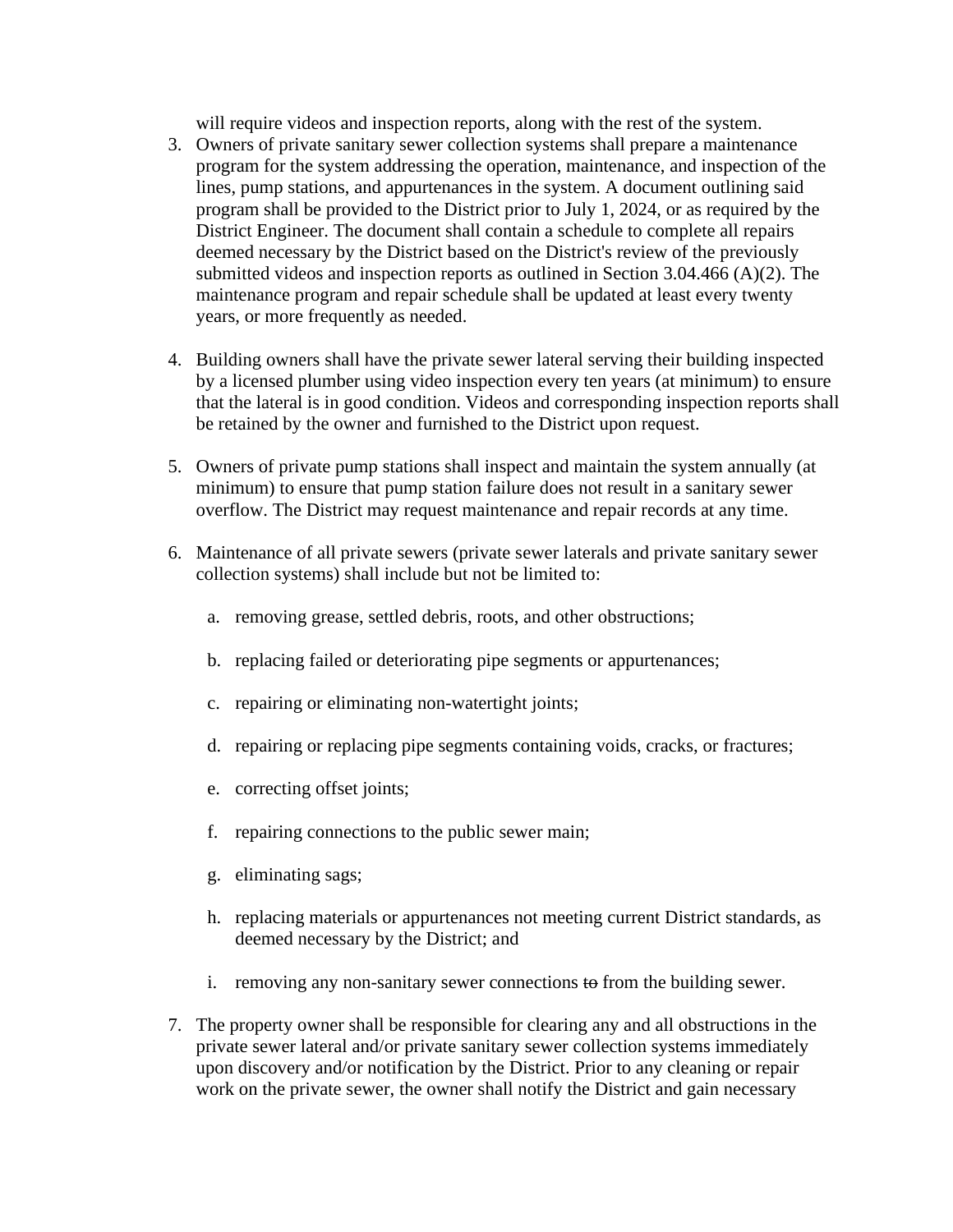will require videos and inspection reports, along with the rest of the system.

3. Owners of private sanitary sewer collection systems shall prepare a maintenance program for the system addressing the operation, maintenance, and inspection of the lines, pump stations, and appurtenances in the system. A document outlining said program shall be provided to the District prior to July 1, 2024, or as required by the District Engineer. The document shall contain a schedule to complete all repairs deemed necessary by the District based on the District's review of the previously submitted videos and inspection reports as outlined in Section 3.04.466 (A)(2). The maintenance program and repair schedule shall be updated at least every twenty years, or more frequently as needed.

4. Building owners shall have the private sewer lateral serving their building inspected by a licensed plumber using video inspection every ten years (at minimum) to ensure that the lateral is in good condition. Videos and corresponding inspection reports shall be retained by the owner and furnished to the District upon request.

5. Owners of private pump stations shall inspect and maintain the system annually (at minimum) to ensure that pump station failure does not result in a sanitary sewer overflow. The District may request maintenance and repair records at any time.

6. Maintenance of all private sewers (private sewer laterals and private sanitary sewer collection systems) shall include but not be limited to:

   a. removing grease, settled debris, roots, and other obstructions;

   b. replacing failed or deteriorating pipe segments or appurtenances;

   c. repairing or eliminating non-watertight joints;

   d. repairing or replacing pipe segments containing voids, cracks, or fractures;

   e. correcting offset joints;

   f. repairing connections to the public sewer main;

   g. eliminating sags;

   h. replacing materials or appurtenances not meeting current District standards, as deemed necessary by the District; and

   i. removing any non-sanitary sewer connections ~~to~~ from the building sewer.

7. The property owner shall be responsible for clearing any and all obstructions in the private sewer lateral and/or private sanitary sewer collection systems immediately upon discovery and/or notification by the District. Prior to any cleaning or repair work on the private sewer, the owner shall notify the District and gain necessary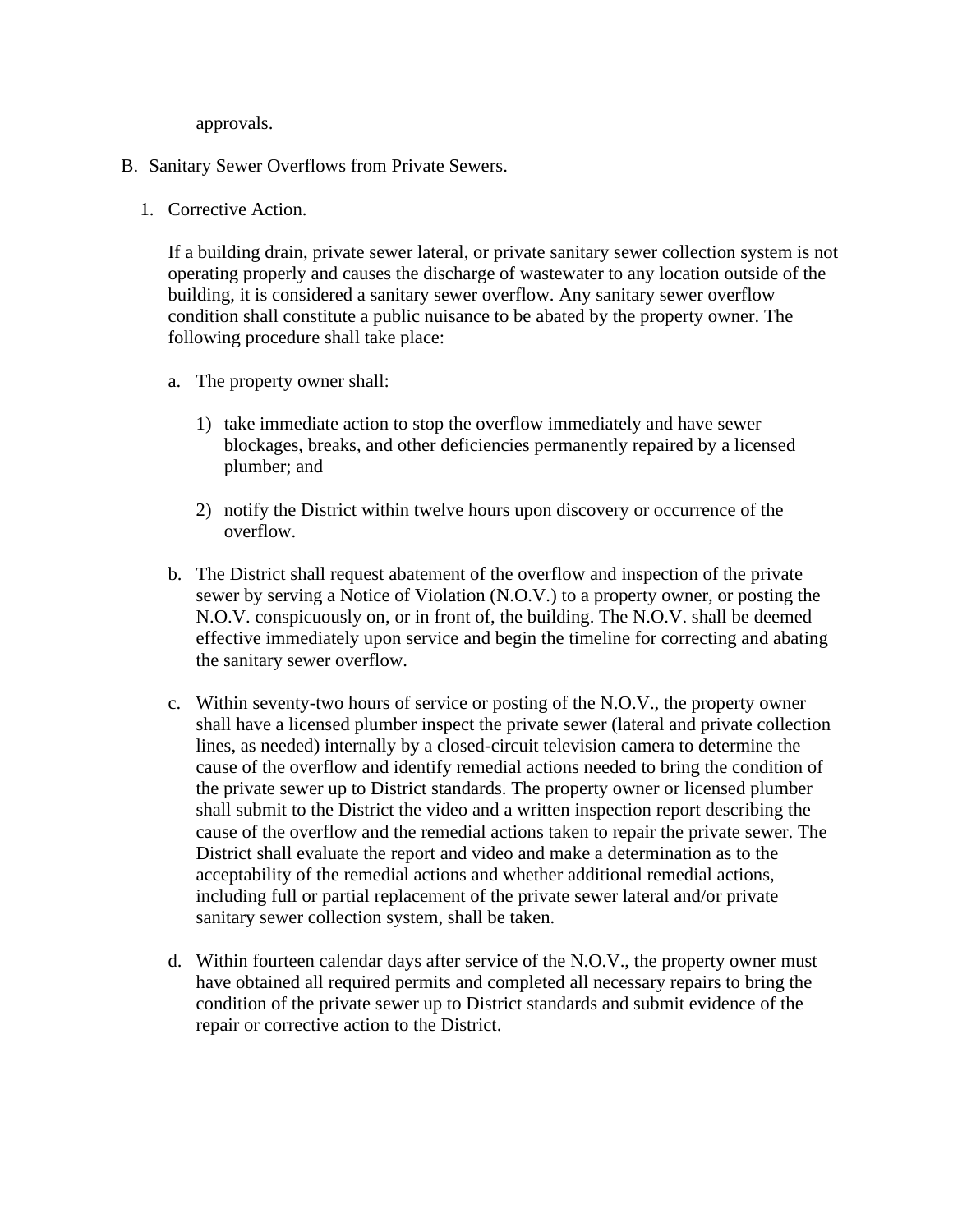approvals.

B. Sanitary Sewer Overflows from Private Sewers.

1. Corrective Action.

   If a building drain, private sewer lateral, or private sanitary sewer collection system is not operating properly and causes the discharge of wastewater to any location outside of the building, it is considered a sanitary sewer overflow. Any sanitary sewer overflow condition shall constitute a public nuisance to be abated by the property owner. The following procedure shall take place:

   a. The property owner shall:

      1) take immediate action to stop the overflow immediately and have sewer blockages, breaks, and other deficiencies permanently repaired by a licensed plumber; and

      2) notify the District within twelve hours upon discovery or occurrence of the overflow.

   b. The District shall request abatement of the overflow and inspection of the private sewer by serving a Notice of Violation (N.O.V.) to a property owner, or posting the N.O.V. conspicuously on, or in front of, the building. The N.O.V. shall be deemed effective immediately upon service and begin the timeline for correcting and abating the sanitary sewer overflow.

   c. Within seventy-two hours of service or posting of the N.O.V., the property owner shall have a licensed plumber inspect the private sewer (lateral and private collection lines, as needed) internally by a closed-circuit television camera to determine the cause of the overflow and identify remedial actions needed to bring the condition of the private sewer up to District standards. The property owner or licensed plumber shall submit to the District the video and a written inspection report describing the cause of the overflow and the remedial actions taken to repair the private sewer. The District shall evaluate the report and video and make a determination as to the acceptability of the remedial actions and whether additional remedial actions, including full or partial replacement of the private sewer lateral and/or private sanitary sewer collection system, shall be taken.

   d. Within fourteen calendar days after service of the N.O.V., the property owner must have obtained all required permits and completed all necessary repairs to bring the condition of the private sewer up to District standards and submit evidence of the repair or corrective action to the District.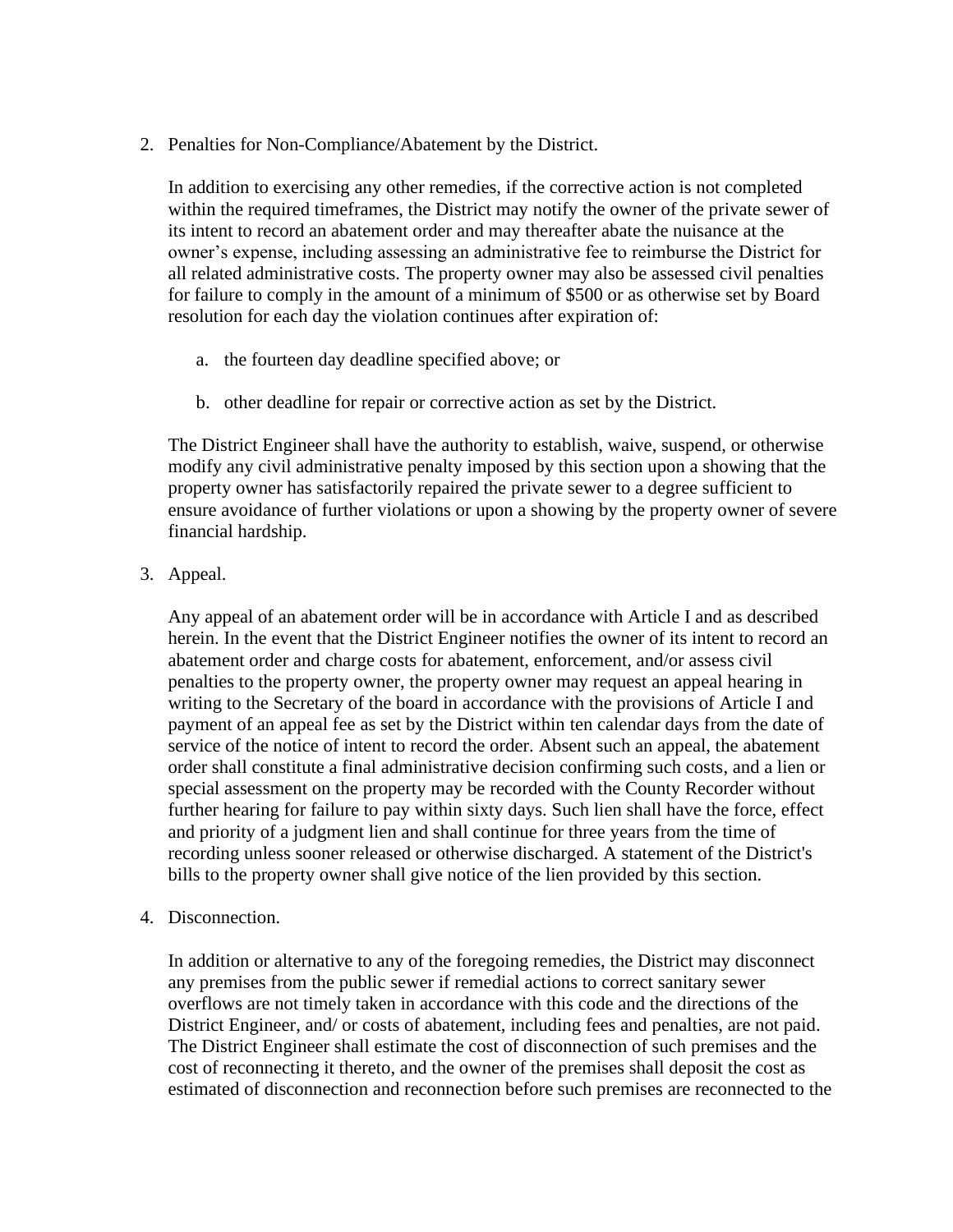2. Penalties for Non-Compliance/Abatement by the District.

   In addition to exercising any other remedies, if the corrective action is not completed within the required timeframes, the District may notify the owner of the private sewer of its intent to record an abatement order and may thereafter abate the nuisance at the owner's expense, including assessing an administrative fee to reimburse the District for all related administrative costs. The property owner may also be assessed civil penalties for failure to comply in the amount of a minimum of $500 or as otherwise set by Board resolution for each day the violation continues after expiration of:

   a. the fourteen day deadline specified above; or

   b. other deadline for repair or corrective action as set by the District.

   The District Engineer shall have the authority to establish, waive, suspend, or otherwise modify any civil administrative penalty imposed by this section upon a showing that the property owner has satisfactorily repaired the private sewer to a degree sufficient to ensure avoidance of further violations or upon a showing by the property owner of severe financial hardship.

3. Appeal.

   Any appeal of an abatement order will be in accordance with Article I and as described herein. In the event that the District Engineer notifies the owner of its intent to record an abatement order and charge costs for abatement, enforcement, and/or assess civil penalties to the property owner, the property owner may request an appeal hearing in writing to the Secretary of the board in accordance with the provisions of Article I and payment of an appeal fee as set by the District within ten calendar days from the date of service of the notice of intent to record the order. Absent such an appeal, the abatement order shall constitute a final administrative decision confirming such costs, and a lien or special assessment on the property may be recorded with the County Recorder without further hearing for failure to pay within sixty days. Such lien shall have the force, effect and priority of a judgment lien and shall continue for three years from the time of recording unless sooner released or otherwise discharged. A statement of the District's bills to the property owner shall give notice of the lien provided by this section.

4. Disconnection.

   In addition or alternative to any of the foregoing remedies, the District may disconnect any premises from the public sewer if remedial actions to correct sanitary sewer overflows are not timely taken in accordance with this code and the directions of the District Engineer, and/ or costs of abatement, including fees and penalties, are not paid. The District Engineer shall estimate the cost of disconnection of such premises and the cost of reconnecting it thereto, and the owner of the premises shall deposit the cost as estimated of disconnection and reconnection before such premises are reconnected to the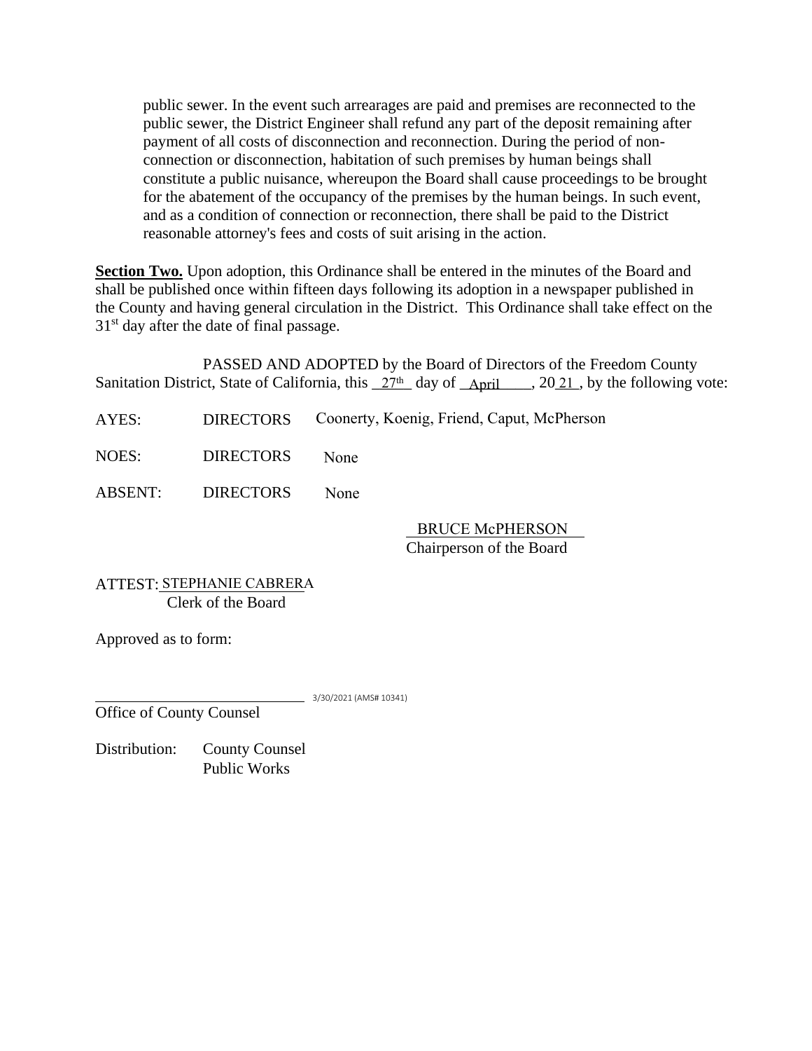public sewer. In the event such arrearages are paid and premises are reconnected to the public sewer, the District Engineer shall refund any part of the deposit remaining after payment of all costs of disconnection and reconnection. During the period of non-connection or disconnection, habitation of such premises by human beings shall constitute a public nuisance, whereupon the Board shall cause proceedings to be brought for the abatement of the occupancy of the premises by the human beings. In such event, and as a condition of connection or reconnection, there shall be paid to the District reasonable attorney's fees and costs of suit arising in the action.

**Section Two.** Upon adoption, this Ordinance shall be entered in the minutes of the Board and shall be published once within fifteen days following its adoption in a newspaper published in the County and having general circulation in the District. This Ordinance shall take effect on the 31st day after the date of final passage.

PASSED AND ADOPTED by the Board of Directors of the Freedom County Sanitation District, State of California, this 27th day of April, 2021, by the following vote:

AYES: DIRECTORS Coonerty, Koenig, Friend, Caput, McPherson

NOES: DIRECTORS None

ABSENT: DIRECTORS None

BRUCE McPHERSON
Chairperson of the Board

ATTEST: STEPHANIE CABRERA
Clerk of the Board

Approved as to form:

_____________________________ 3/30/2021 (AMS# 10341)
Office of County Counsel

Distribution: County Counsel
Public Works